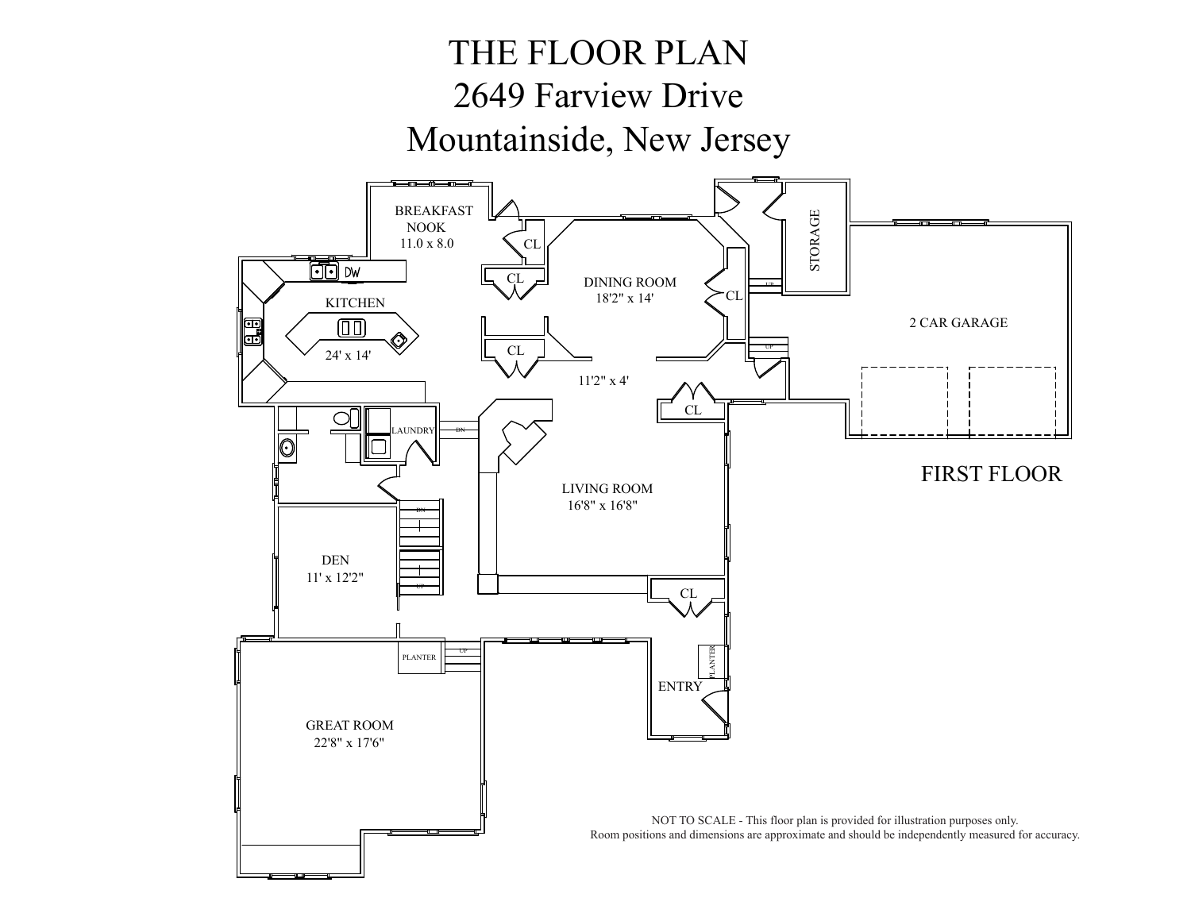# THE FLOOR PLAN
# 2649 Farview Drive
# Mountainside, New Jersey

BREAKFAST NOOK
11.0 x 8.0

KITCHEN
24' x 14'

DINING ROOM
18'2" x 14'

11'2" x 4'

STORAGE

2 CAR GARAGE

LAUNDRY

LIVING ROOM
16'8" x 16'8"

DEN
11' x 12'2"

GREAT ROOM
22'8" x 17'6"

ENTRY

FIRST FLOOR

NOT TO SCALE - This floor plan is provided for illustration purposes only.
Room positions and dimensions are approximate and should be independently measured for accuracy.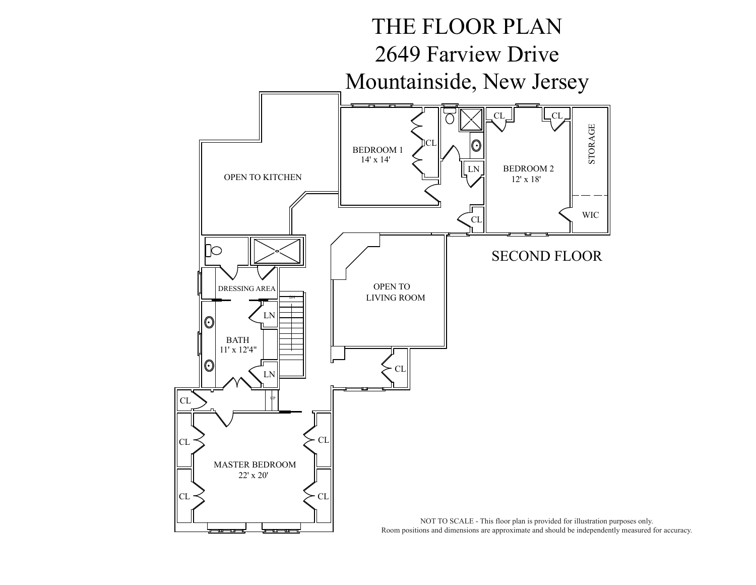# THE FLOOR PLAN
# 2649 Farview Drive
# Mountainside, New Jersey

## SECOND FLOOR

OPEN TO KITCHEN

BEDROOM 1
14' x 14'

CL

LN

BEDROOM 2
12' x 18'

CL

CL

STORAGE

WIC

CL

DRESSING AREA

OPEN TO LIVING ROOM

LN

BATH
11' x 12'4"

LN

CL

CL

CL

CL

MASTER BEDROOM
22' x 20'

CL

CL

NOT TO SCALE - This floor plan is provided for illustration purposes only.
Room positions and dimensions are approximate and should be independently measured for accuracy.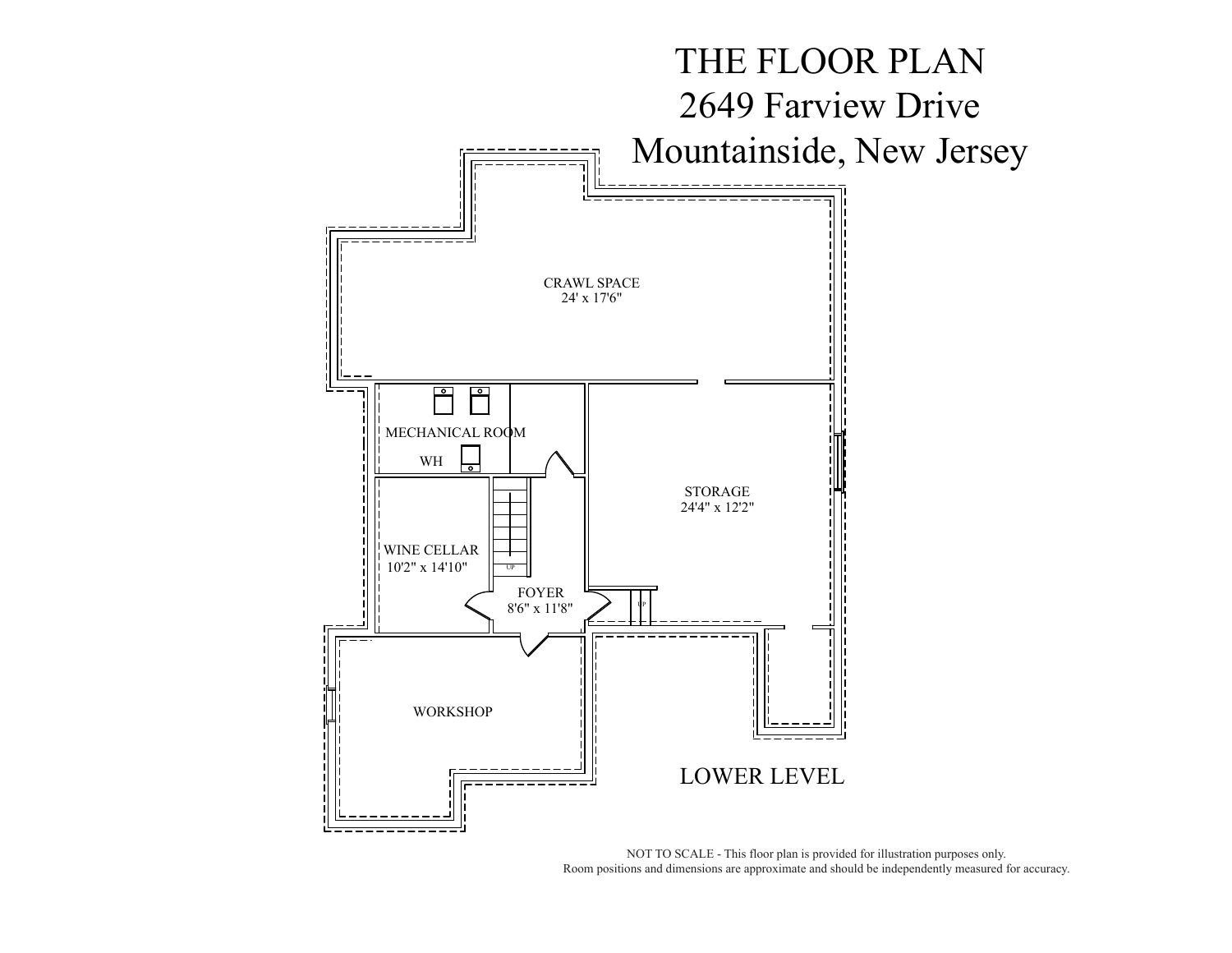# THE FLOOR PLAN
## 2649 Farview Drive
## Mountainside, New Jersey

CRAWL SPACE
24' x 17'6"

MECHANICAL ROOM

WH

STORAGE
24'4" x 12'2"

WINE CELLAR
10'2" x 14'10"

UP

FOYER
8'6" x 11'8"

UP

WORKSHOP

LOWER LEVEL

NOT TO SCALE - This floor plan is provided for illustration purposes only.
Room positions and dimensions are approximate and should be independently measured for accuracy.